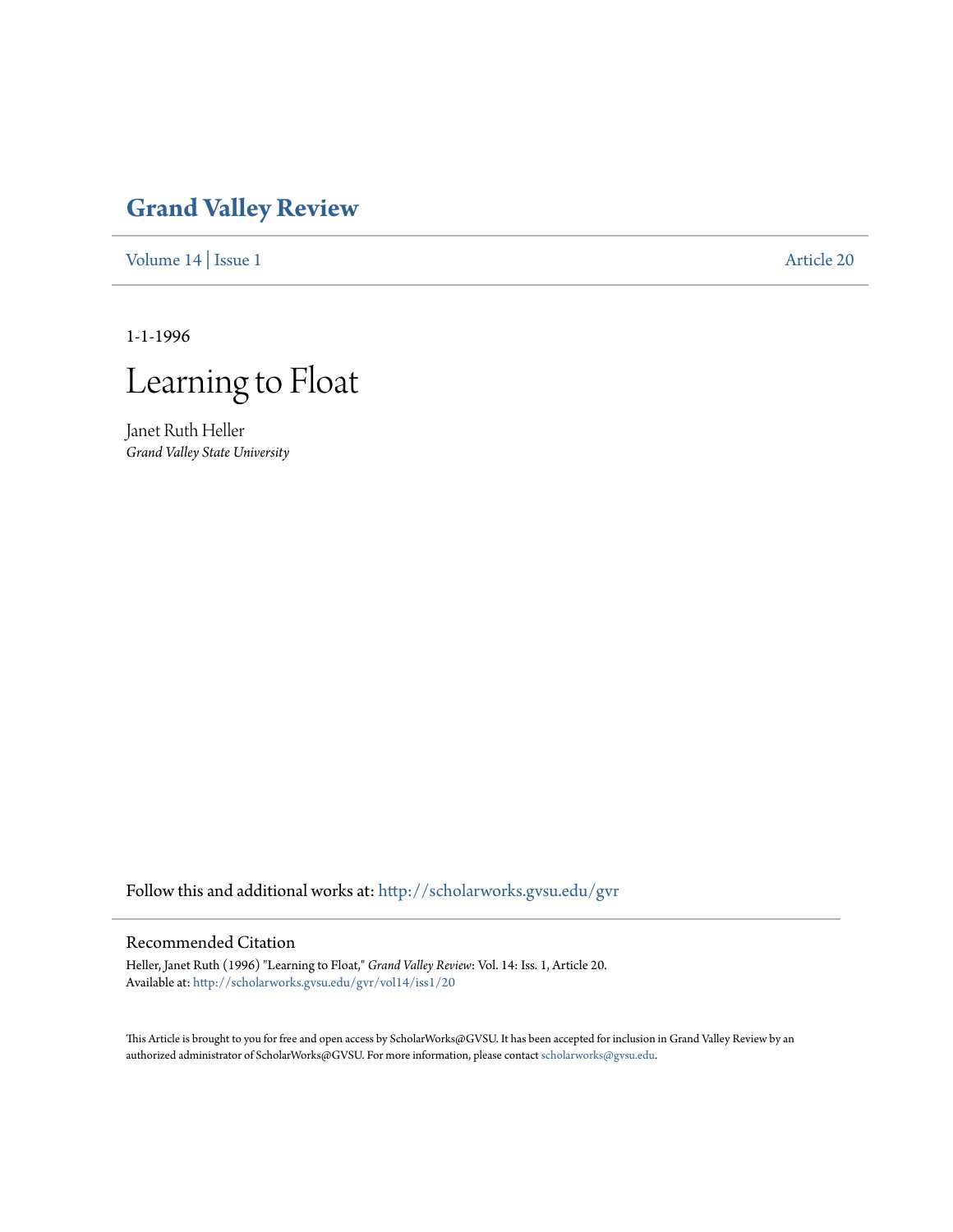# Grand Valley Review

Volume 14 | Issue 1 Article 20

1-1-1996

# Learning to Float

Janet Ruth Heller
*Grand Valley State University*

Follow this and additional works at: http://scholarworks.gvsu.edu/gvr

## Recommended Citation

Heller, Janet Ruth (1996) "Learning to Float," *Grand Valley Review*: Vol. 14: Iss. 1, Article 20.
Available at: http://scholarworks.gvsu.edu/gvr/vol14/iss1/20

This Article is brought to you for free and open access by ScholarWorks@GVSU. It has been accepted for inclusion in Grand Valley Review by an authorized administrator of ScholarWorks@GVSU. For more information, please contact scholarworks@gvsu.edu.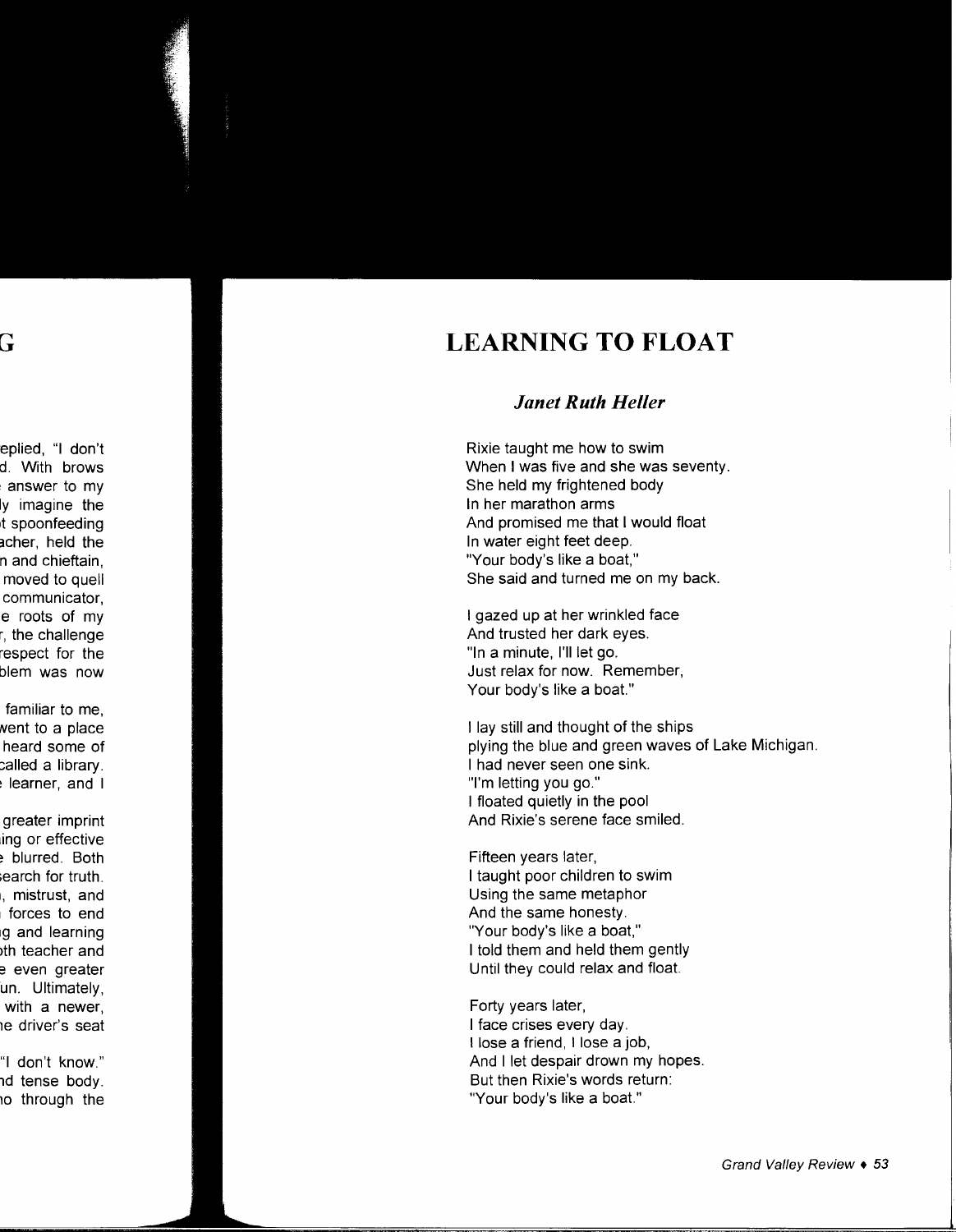# LEARNING TO FLOAT

***Janet Ruth Heller***

Rixie taught me how to swim
When I was five and she was seventy.
She held my frightened body
In her marathon arms
And promised me that I would float
In water eight feet deep.
"Your body's like a boat,"
She said and turned me on my back.

I gazed up at her wrinkled face
And trusted her dark eyes.
"In a minute, I'll let go.
Just relax for now. Remember,
Your body's like a boat."

I lay still and thought of the ships
plying the blue and green waves of Lake Michigan.
I had never seen one sink.
"I'm letting you go."
I floated quietly in the pool
And Rixie's serene face smiled.

Fifteen years later,
I taught poor children to swim
Using the same metaphor
And the same honesty.
"Your body's like a boat,"
I told them and held them gently
Until they could relax and float.

Forty years later,
I face crises every day.
I lose a friend, I lose a job,
And I let despair drown my hopes.
But then Rixie's words return:
"Your body's like a boat."